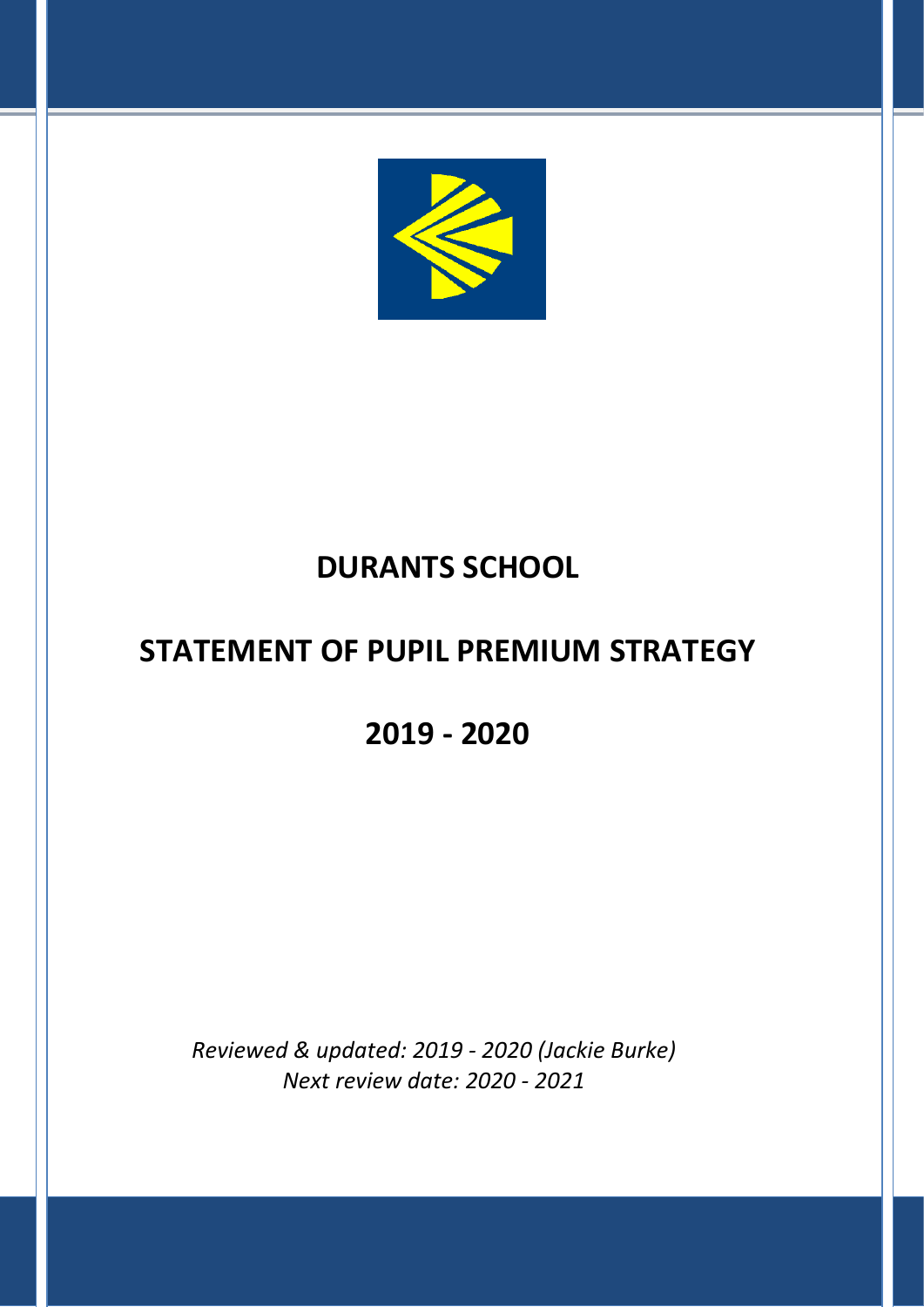# DURANTS SCHOOL

# STATEMENT OF PUPIL PREMIUM STRATEGY

# 2019 - 2020

*Reviewed & updated: 2019 - 2020 (Jackie Burke)*
*Next review date: 2020 - 2021*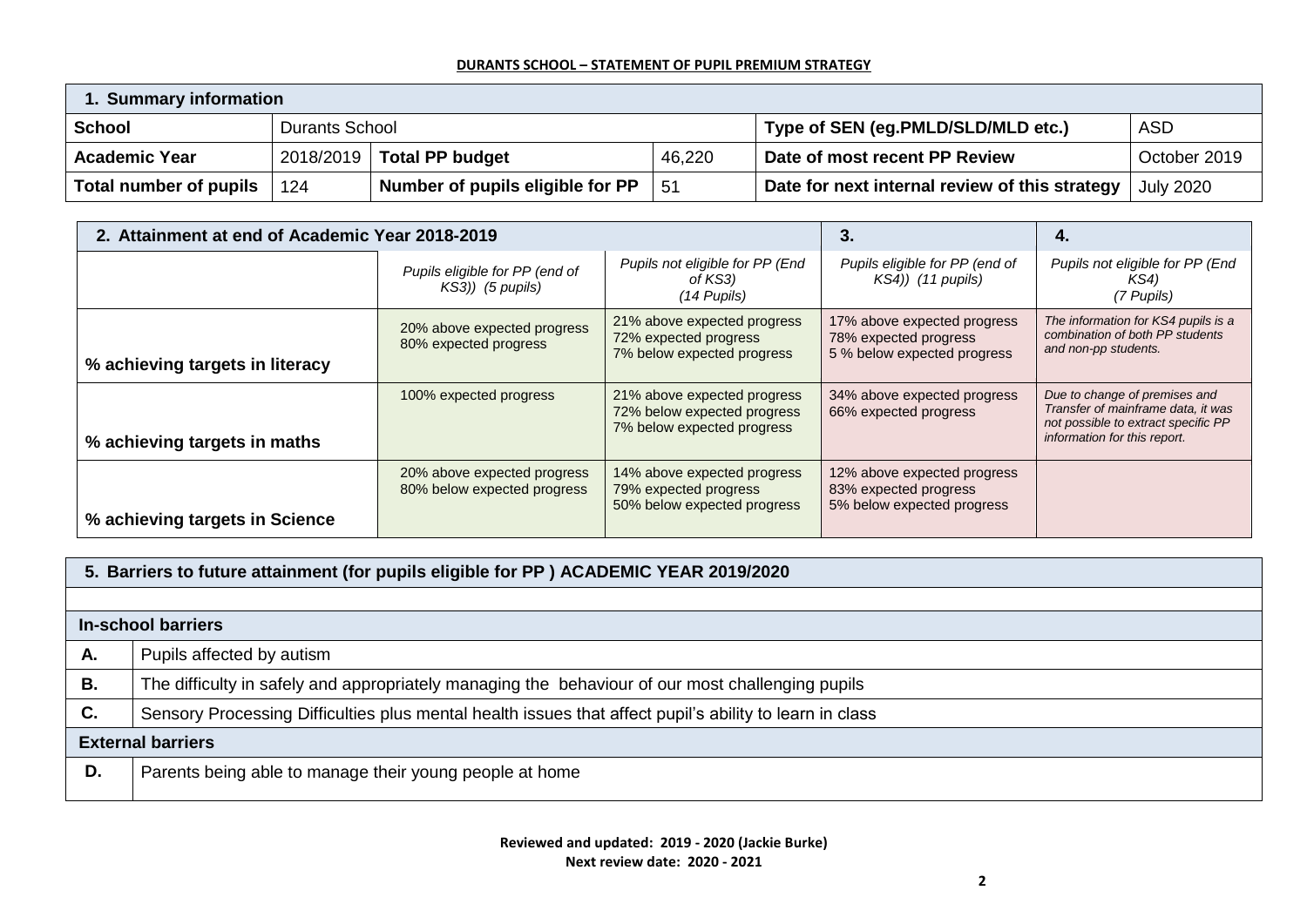**DURANTS SCHOOL – STATEMENT OF PUPIL PREMIUM STRATEGY**

| 1. Summary information | | | | | |
|---|---|---|---|---|---|
| **School** | Durants School | | | **Type of SEN (eg.PMLD/SLD/MLD etc.)** | ASD |
| **Academic Year** | 2018/2019 | **Total PP budget** | 46,220 | **Date of most recent PP Review** | October 2019 |
| **Total number of pupils** | 124 | **Number of pupils eligible for PP** | 51 | **Date for next internal review of this strategy** | July 2020 |

| 2. Attainment at end of Academic Year 2018-2019 | | | 3. | 4. |
|---|---|---|---|---|
| | *Pupils eligible for PP (end of KS3)) (5 pupils)* | *Pupils not eligible for PP (End of KS3) (14 Pupils)* | *Pupils eligible for PP (end of KS4)) (11 pupils)* | *Pupils not eligible for PP (End KS4) (7 Pupils)* |
| **% achieving targets in literacy** | 20% above expected progress<br>80% expected progress | 21% above expected progress<br>72% expected progress<br>7% below expected progress | 17% above expected progress<br>78% expected progress<br>5 % below expected progress | *The information for KS4 pupils is a combination of both PP students and non-pp students.* |
| **% achieving targets in maths** | 100% expected progress | 21% above expected progress<br>72% below expected progress<br>7% below expected progress | 34% above expected progress<br>66% expected progress | *Due to change of premises and Transfer of mainframe data, it was not possible to extract specific PP information for this report.* |
| **% achieving targets in Science** | 20% above expected progress<br>80% below expected progress | 14% above expected progress<br>79% expected progress<br>50% below expected progress | 12% above expected progress<br>83% expected progress<br>5% below expected progress | |

| 5. Barriers to future attainment (for pupils eligible for PP ) ACADEMIC YEAR 2019/2020 | |
|---|---|
| | |
| **In-school barriers** | |
| **A.** | Pupils affected by autism |
| **B.** | The difficulty in safely and appropriately managing the behaviour of our most challenging pupils |
| **C.** | Sensory Processing Difficulties plus mental health issues that affect pupil's ability to learn in class |
| **External barriers** | |
| **D.** | Parents being able to manage their young people at home |

**Reviewed and updated: 2019 - 2020 (Jackie Burke)**
**Next review date: 2020 - 2021**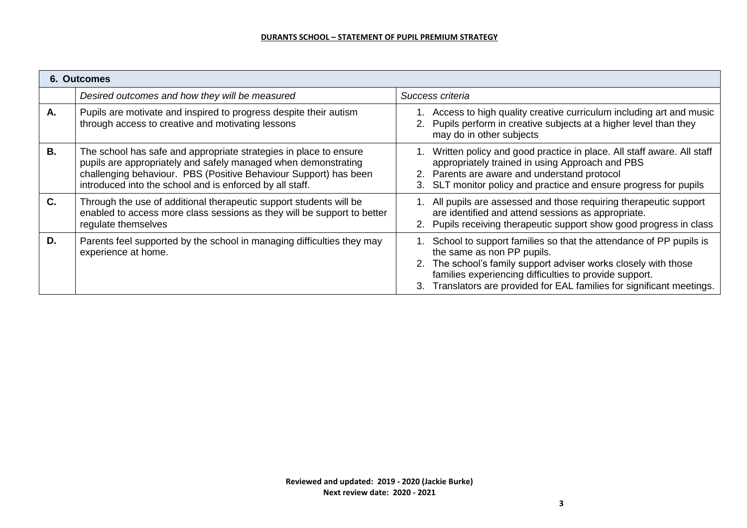| **6. Outcomes** | | |
|---|---|---|
| | *Desired outcomes and how they will be measured* | *Success criteria* |
| **A.** | Pupils are motivate and inspired to progress despite their autism through access to creative and motivating lessons | 1. Access to high quality creative curriculum including art and music<br>2. Pupils perform in creative subjects at a higher level than they may do in other subjects |
| **B.** | The school has safe and appropriate strategies in place to ensure pupils are appropriately and safely managed when demonstrating challenging behaviour. PBS (Positive Behaviour Support) has been introduced into the school and is enforced by all staff. | 1. Written policy and good practice in place. All staff aware. All staff appropriately trained in using Approach and PBS<br>2. Parents are aware and understand protocol<br>3. SLT monitor policy and practice and ensure progress for pupils |
| **C.** | Through the use of additional therapeutic support students will be enabled to access more class sessions as they will be support to better regulate themselves | 1. All pupils are assessed and those requiring therapeutic support are identified and attend sessions as appropriate.<br>2. Pupils receiving therapeutic support show good progress in class |
| **D.** | Parents feel supported by the school in managing difficulties they may experience at home. | 1. School to support families so that the attendance of PP pupils is the same as non PP pupils.<br>2. The school's family support adviser works closely with those families experiencing difficulties to provide support.<br>3. Translators are provided for EAL families for significant meetings. |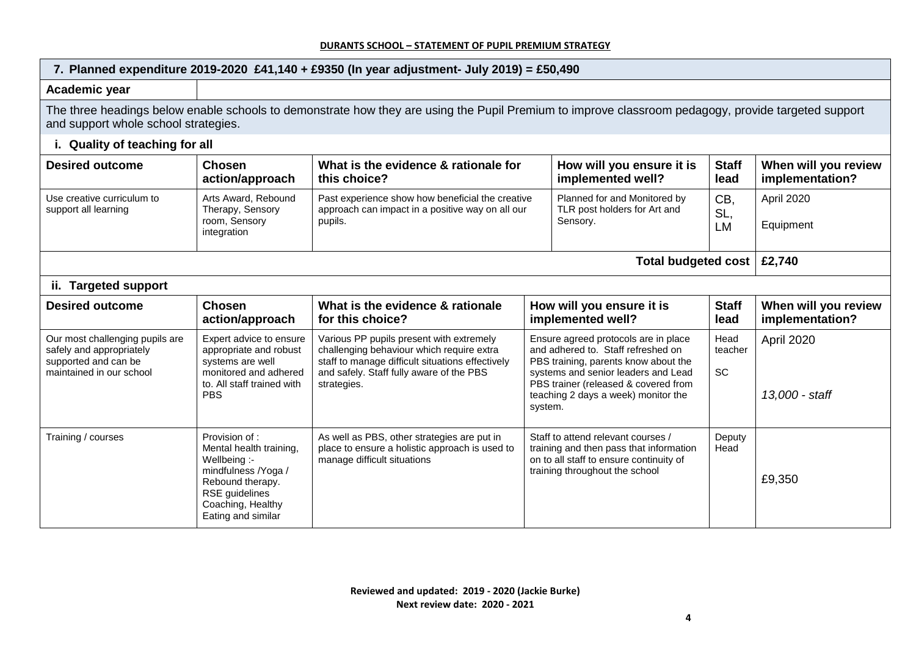**DURANTS SCHOOL – STATEMENT OF PUPIL PREMIUM STRATEGY**

## 7. Planned expenditure 2019-2020 £41,140 + £9350 (In year adjustment- July 2019) = £50,490

**Academic year**

The three headings below enable schools to demonstrate how they are using the Pupil Premium to improve classroom pedagogy, provide targeted support and support whole school strategies.

### i. Quality of teaching for all

| Desired outcome | Chosen action/approach | What is the evidence & rationale for this choice? | How will you ensure it is implemented well? | Staff lead | When will you review implementation? |
|---|---|---|---|---|---|
| Use creative curriculum to support all learning | Arts Award, Rebound Therapy, Sensory room, Sensory integration | Past experience show how beneficial the creative approach can impact in a positive way on all our pupils. | Planned for and Monitored by TLR post holders for Art and Sensory. | CB, SL, LM | April 2020<br>Equipment |
| | | | | **Total budgeted cost** | **£2,740** |

### ii. Targeted support

| Desired outcome | Chosen action/approach | What is the evidence & rationale for this choice? | How will you ensure it is implemented well? | Staff lead | When will you review implementation? |
|---|---|---|---|---|---|
| Our most challenging pupils are safely and appropriately supported and can be maintained in our school | Expert advice to ensure appropriate and robust systems are well monitored and adhered to. All staff trained with PBS | Various PP pupils present with extremely challenging behaviour which require extra staff to manage difficult situations effectively and safely. Staff fully aware of the PBS strategies. | Ensure agreed protocols are in place and adhered to. Staff refreshed on PBS training, parents know about the systems and senior leaders and Lead PBS trainer (released & covered from teaching 2 days a week) monitor the system. | Head teacher<br>SC | April 2020<br>*13,000 - staff* |
| Training / courses | Provision of :<br>Mental health training,<br>Wellbeing :-<br>mindfulness /Yoga /<br>Rebound therapy.<br>RSE guidelines<br>Coaching, Healthy Eating and similar | As well as PBS, other strategies are put in place to ensure a holistic approach is used to manage difficult situations | Staff to attend relevant courses / training and then pass that information on to all staff to ensure continuity of training throughout the school | Deputy Head | £9,350 |

**Reviewed and updated: 2019 - 2020 (Jackie Burke)**
**Next review date: 2020 - 2021**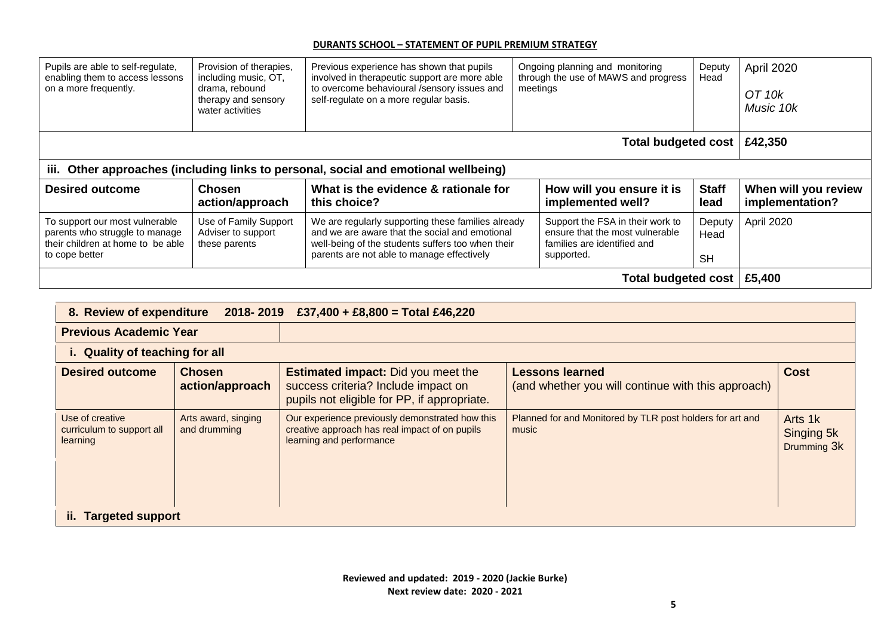| Pupils are able to self-regulate, enabling them to access lessons on a more frequently. | Provision of therapies, including music, OT, drama, rebound therapy and sensory water activities | Previous experience has shown that pupils involved in therapeutic support are more able to overcome behavioural /sensory issues and self-regulate on a more regular basis. | Ongoing planning and monitoring through the use of MAWS and progress meetings | Deputy Head | April 2020<br>*OT 10k*<br>*Music 10k* |
|---|---|---|---|---|---|
| | | | | **Total budgeted cost** | **£42,350** |

**iii. Other approaches (including links to personal, social and emotional wellbeing)**

| Desired outcome | Chosen action/approach | What is the evidence & rationale for this choice? | How will you ensure it is implemented well? | Staff lead | When will you review implementation? |
|---|---|---|---|---|---|
| To support our most vulnerable parents who struggle to manage their children at home to be able to cope better | Use of Family Support Adviser to support these parents | We are regularly supporting these families already and we are aware that the social and emotional well-being of the students suffers too when their parents are not able to manage effectively | Support the FSA in their work to ensure that the most vulnerable families are identified and supported. | Deputy Head<br>SH | April 2020 |
| | | | | **Total budgeted cost** | **£5,400** |

**8. Review of expenditure 2018- 2019 £37,400 + £8,800 = Total £46,220**

**Previous Academic Year**

**i. Quality of teaching for all**

| Desired outcome | Chosen action/approach | Estimated impact: Did you meet the success criteria? Include impact on pupils not eligible for PP, if appropriate. | Lessons learned (and whether you will continue with this approach) | Cost |
|---|---|---|---|---|
| Use of creative curriculum to support all learning | Arts award, singing and drumming | Our experience previously demonstrated how this creative approach has real impact of on pupils learning and performance | Planned for and Monitored by TLR post holders for art and music | Arts 1k<br>Singing 5k<br>Drumming 3k |

**ii. Targeted support**

**Reviewed and updated: 2019 - 2020 (Jackie Burke)**
**Next review date: 2020 - 2021**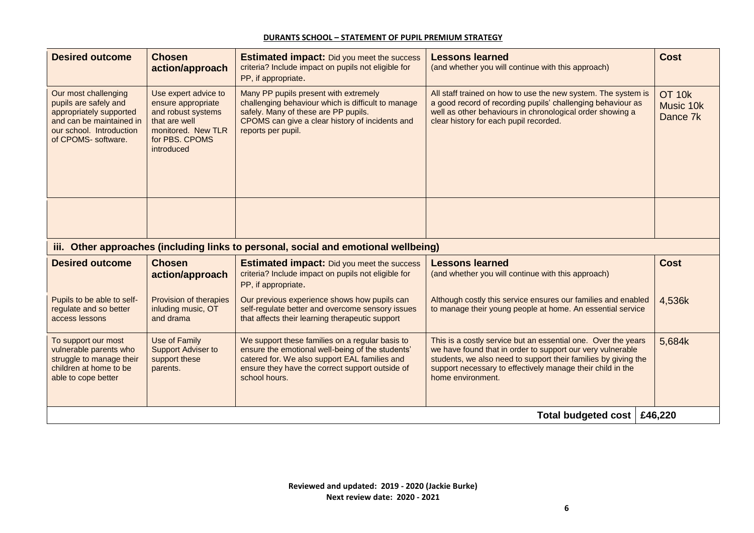**DURANTS SCHOOL – STATEMENT OF PUPIL PREMIUM STRATEGY**

| Desired outcome | Chosen action/approach | Estimated impact: Did you meet the success criteria? Include impact on pupils not eligible for PP, if appropriate. | Lessons learned (and whether you will continue with this approach) | Cost |
|---|---|---|---|---|
| Our most challenging pupils are safely and appropriately supported and can be maintained in our school. Introduction of CPOMS- software. | Use expert advice to ensure appropriate and robust systems that are well monitored. New TLR for PBS. CPOMS introduced | Many PP pupils present with extremely challenging behaviour which is difficult to manage safely. Many of these are PP pupils. CPOMS can give a clear history of incidents and reports per pupil. | All staff trained on how to use the new system. The system is a good record of recording pupils' challenging behaviour as well as other behaviours in chronological order showing a clear history for each pupil recorded. | OT 10k Music 10k Dance 7k |
| | | | | |

**iii. Other approaches (including links to personal, social and emotional wellbeing)**

| Desired outcome | Chosen action/approach | Estimated impact: Did you meet the success criteria? Include impact on pupils not eligible for PP, if appropriate. | Lessons learned (and whether you will continue with this approach) | Cost |
|---|---|---|---|---|
| Pupils to be able to self-regulate and so better access lessons | Provision of therapies inluding music, OT and drama | Our previous experience shows how pupils can self-regulate better and overcome sensory issues that affects their learning therapeutic support | Although costly this service ensures our families and enabled to manage their young people at home. An essential service | 4,536k |
| To support our most vulnerable parents who struggle to manage their children at home to be able to cope better | Use of Family Support Adviser to support these parents. | We support these families on a regular basis to ensure the emotional well-being of the students' catered for. We also support EAL families and ensure they have the correct support outside of school hours. | This is a costly service but an essential one. Over the years we have found that in order to support our very vulnerable students, we also need to support their families by giving the support necessary to effectively manage their child in the home environment. | 5,684k |
| | | | **Total budgeted cost** | **£46,220** |

**Reviewed and updated: 2019 - 2020 (Jackie Burke)**
**Next review date: 2020 - 2021**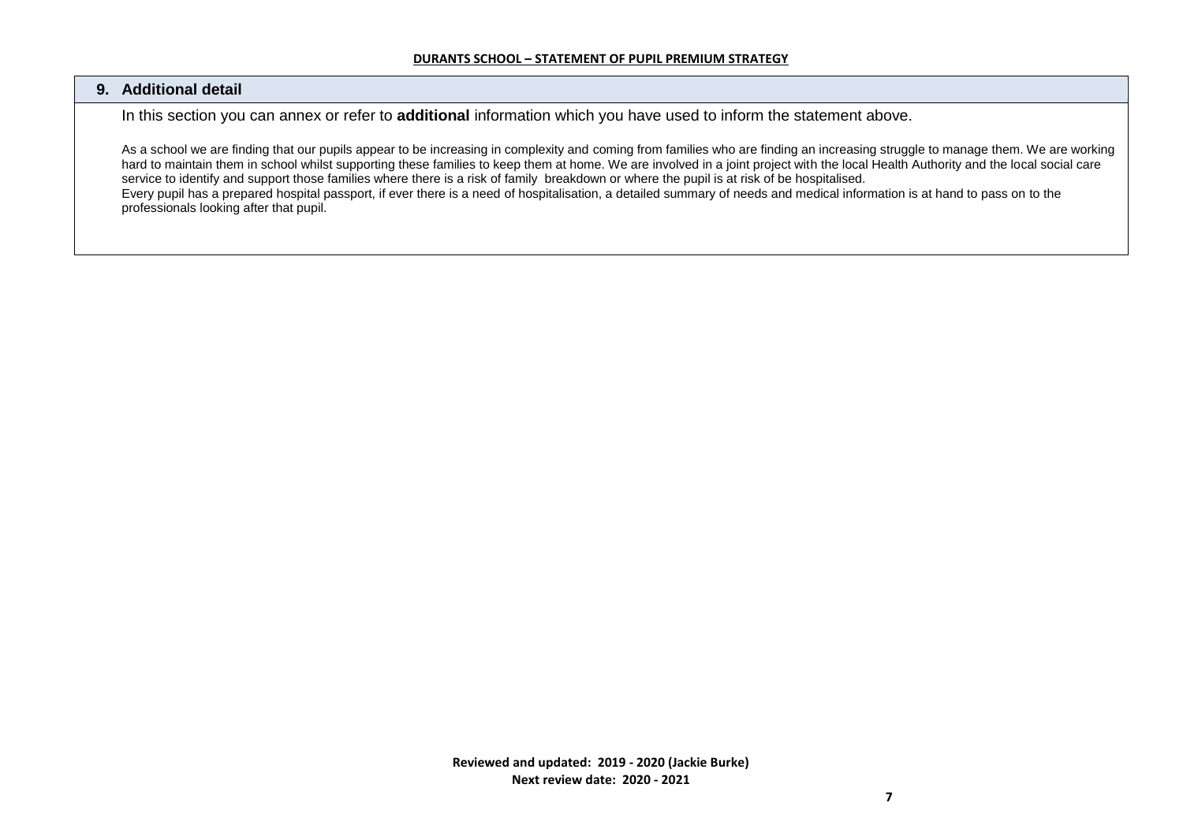## 9. Additional detail

In this section you can annex or refer to **additional** information which you have used to inform the statement above.

As a school we are finding that our pupils appear to be increasing in complexity and coming from families who are finding an increasing struggle to manage them. We are working hard to maintain them in school whilst supporting these families to keep them at home. We are involved in a joint project with the local Health Authority and the local social care service to identify and support those families where there is a risk of family breakdown or where the pupil is at risk of be hospitalised.
Every pupil has a prepared hospital passport, if ever there is a need of hospitalisation, a detailed summary of needs and medical information is at hand to pass on to the professionals looking after that pupil.

**Reviewed and updated: 2019 - 2020 (Jackie Burke)**
**Next review date: 2020 - 2021**